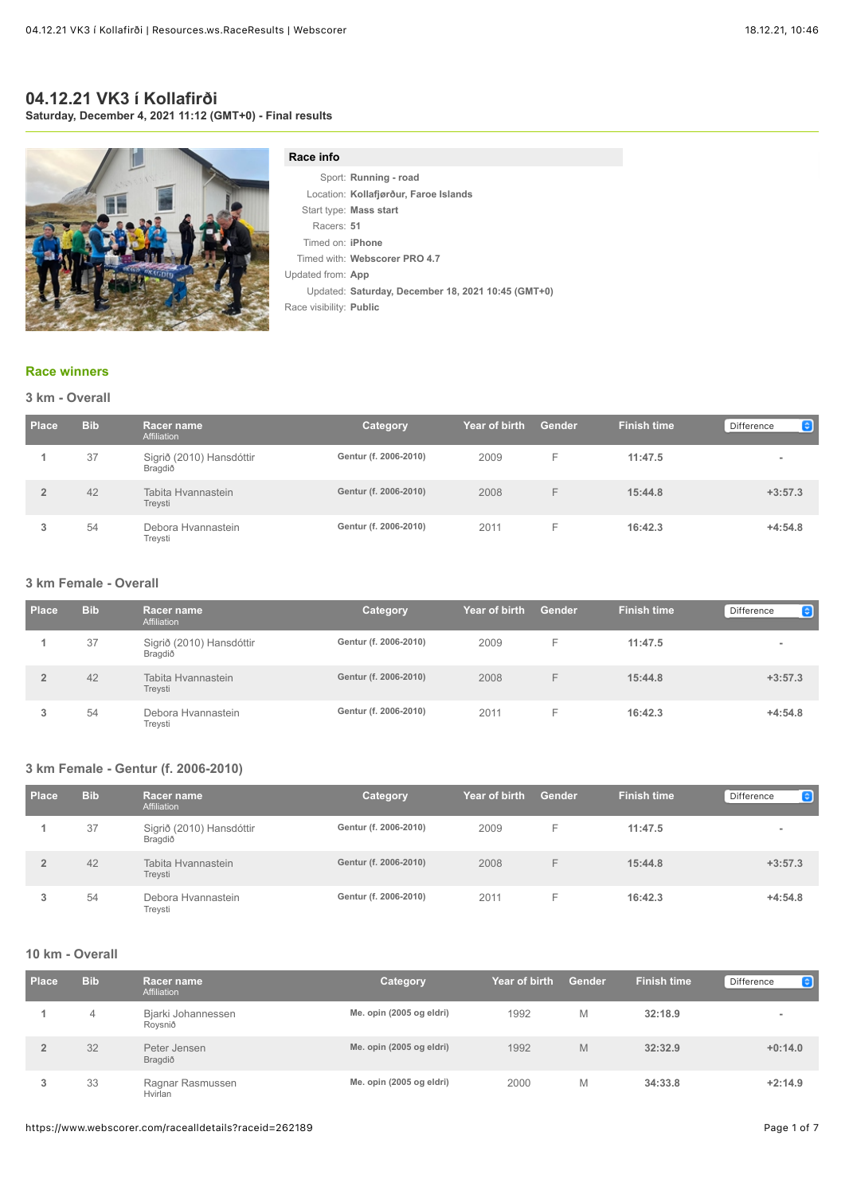# 04.12.21 VK3 í Kollafirði

**Saturday, December 4, 2021 11:12 (GMT+0) - Final results**

## Race info

Sport: **Running - road**
Location: **Kollafjørður, Faroe Islands**
Start type: **Mass start**
Racers: **51**
Timed on: **iPhone**
Timed with: **Webscorer PRO 4.7**
Updated from: **App**
Updated: **Saturday, December 18, 2021 10:45 (GMT+0)**
Race visibility: **Public**

## Race winners

### 3 km - Overall

| Place | Bib | Racer name<br>Affiliation | Category | Year of birth | Gender | Finish time | Difference |
|---|---|---|---|---|---|---|---|
| 1 | 37 | Sigrið (2010) Hansdóttir<br>Bragdið | Gentur (f. 2006-2010) | 2009 | F | 11:47.5 | - |
| 2 | 42 | Tabita Hvannastein<br>Treysti | Gentur (f. 2006-2010) | 2008 | F | 15:44.8 | +3:57.3 |
| 3 | 54 | Debora Hvannastein<br>Treysti | Gentur (f. 2006-2010) | 2011 | F | 16:42.3 | +4:54.8 |

### 3 km Female - Overall

| Place | Bib | Racer name<br>Affiliation | Category | Year of birth | Gender | Finish time | Difference |
|---|---|---|---|---|---|---|---|
| 1 | 37 | Sigrið (2010) Hansdóttir<br>Bragdið | Gentur (f. 2006-2010) | 2009 | F | 11:47.5 | - |
| 2 | 42 | Tabita Hvannastein<br>Treysti | Gentur (f. 2006-2010) | 2008 | F | 15:44.8 | +3:57.3 |
| 3 | 54 | Debora Hvannastein<br>Treysti | Gentur (f. 2006-2010) | 2011 | F | 16:42.3 | +4:54.8 |

### 3 km Female - Gentur (f. 2006-2010)

| Place | Bib | Racer name<br>Affiliation | Category | Year of birth | Gender | Finish time | Difference |
|---|---|---|---|---|---|---|---|
| 1 | 37 | Sigrið (2010) Hansdóttir<br>Bragdið | Gentur (f. 2006-2010) | 2009 | F | 11:47.5 | - |
| 2 | 42 | Tabita Hvannastein<br>Treysti | Gentur (f. 2006-2010) | 2008 | F | 15:44.8 | +3:57.3 |
| 3 | 54 | Debora Hvannastein<br>Treysti | Gentur (f. 2006-2010) | 2011 | F | 16:42.3 | +4:54.8 |

### 10 km - Overall

| Place | Bib | Racer name<br>Affiliation | Category | Year of birth | Gender | Finish time | Difference |
|---|---|---|---|---|---|---|---|
| 1 | 4 | Bjarki Johannessen<br>Roysnið | Me. opin (2005 og eldri) | 1992 | M | 32:18.9 | - |
| 2 | 32 | Peter Jensen<br>Bragdið | Me. opin (2005 og eldri) | 1992 | M | 32:32.9 | +0:14.0 |
| 3 | 33 | Ragnar Rasmussen<br>Hvirlan | Me. opin (2005 og eldri) | 2000 | M | 34:33.8 | +2:14.9 |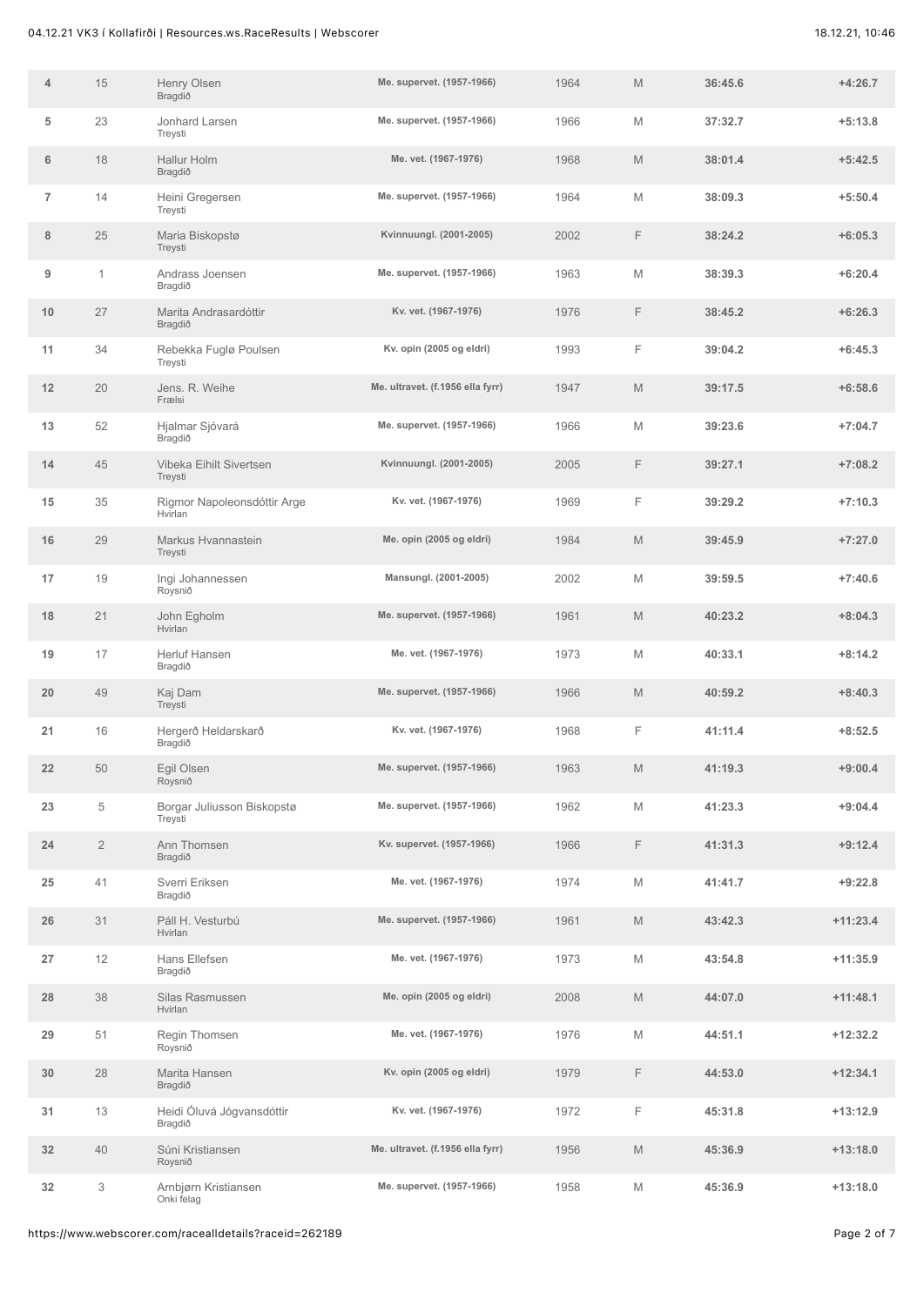| | | | | | | | |
|---|---|---|---|---|---|---|---|
| 4 | 15 | Henry Olsen<br>Bragdið | Me. supervet. (1957-1966) | 1964 | M | 36:45.6 | +4:26.7 |
| 5 | 23 | Jonhard Larsen<br>Treysti | Me. supervet. (1957-1966) | 1966 | M | 37:32.7 | +5:13.8 |
| 6 | 18 | Hallur Holm<br>Bragdið | Me. vet. (1967-1976) | 1968 | M | 38:01.4 | +5:42.5 |
| 7 | 14 | Heini Gregersen<br>Treysti | Me. supervet. (1957-1966) | 1964 | M | 38:09.3 | +5:50.4 |
| 8 | 25 | Maria Biskopstø<br>Treysti | Kvinnuungl. (2001-2005) | 2002 | F | 38:24.2 | +6:05.3 |
| 9 | 1 | Andrass Joensen<br>Bragdið | Me. supervet. (1957-1966) | 1963 | M | 38:39.3 | +6:20.4 |
| 10 | 27 | Marita Andrasardóttir<br>Bragdið | Kv. vet. (1967-1976) | 1976 | F | 38:45.2 | +6:26.3 |
| 11 | 34 | Rebekka Fuglø Poulsen<br>Treysti | Kv. opin (2005 og eldri) | 1993 | F | 39:04.2 | +6:45.3 |
| 12 | 20 | Jens. R. Weihe<br>Frælsi | Me. ultravet. (f.1956 ella fyrr) | 1947 | M | 39:17.5 | +6:58.6 |
| 13 | 52 | Hjalmar Sjóvará<br>Bragdið | Me. supervet. (1957-1966) | 1966 | M | 39:23.6 | +7:04.7 |
| 14 | 45 | Vibeka Eihilt Sivertsen<br>Treysti | Kvinnuungl. (2001-2005) | 2005 | F | 39:27.1 | +7:08.2 |
| 15 | 35 | Rigmor Napoleonsdóttir Arge<br>Hvirlan | Kv. vet. (1967-1976) | 1969 | F | 39:29.2 | +7:10.3 |
| 16 | 29 | Markus Hvannastein<br>Treysti | Me. opin (2005 og eldri) | 1984 | M | 39:45.9 | +7:27.0 |
| 17 | 19 | Ingi Johannessen<br>Roysnið | Mansungl. (2001-2005) | 2002 | M | 39:59.5 | +7:40.6 |
| 18 | 21 | John Egholm<br>Hvirlan | Me. supervet. (1957-1966) | 1961 | M | 40:23.2 | +8:04.3 |
| 19 | 17 | Herluf Hansen<br>Bragdið | Me. vet. (1967-1976) | 1973 | M | 40:33.1 | +8:14.2 |
| 20 | 49 | Kaj Dam<br>Treysti | Me. supervet. (1957-1966) | 1966 | M | 40:59.2 | +8:40.3 |
| 21 | 16 | Hergerð Heldarskarð<br>Bragdið | Kv. vet. (1967-1976) | 1968 | F | 41:11.4 | +8:52.5 |
| 22 | 50 | Egil Olsen<br>Roysnið | Me. supervet. (1957-1966) | 1963 | M | 41:19.3 | +9:00.4 |
| 23 | 5 | Borgar Juliusson Biskopstø<br>Treysti | Me. supervet. (1957-1966) | 1962 | M | 41:23.3 | +9:04.4 |
| 24 | 2 | Ann Thomsen<br>Bragdið | Kv. supervet. (1957-1966) | 1966 | F | 41:31.3 | +9:12.4 |
| 25 | 41 | Sverri Eriksen<br>Bragdið | Me. vet. (1967-1976) | 1974 | M | 41:41.7 | +9:22.8 |
| 26 | 31 | Páll H. Vesturbú<br>Hvirlan | Me. supervet. (1957-1966) | 1961 | M | 43:42.3 | +11:23.4 |
| 27 | 12 | Hans Ellefsen<br>Bragdið | Me. vet. (1967-1976) | 1973 | M | 43:54.8 | +11:35.9 |
| 28 | 38 | Silas Rasmussen<br>Hvirlan | Me. opin (2005 og eldri) | 2008 | M | 44:07.0 | +11:48.1 |
| 29 | 51 | Regin Thomsen<br>Roysnið | Me. vet. (1967-1976) | 1976 | M | 44:51.1 | +12:32.2 |
| 30 | 28 | Marita Hansen<br>Bragdið | Kv. opin (2005 og eldri) | 1979 | F | 44:53.0 | +12:34.1 |
| 31 | 13 | Heidi Óluvá Jógvansdóttir<br>Bragdið | Kv. vet. (1967-1976) | 1972 | F | 45:31.8 | +13:12.9 |
| 32 | 40 | Súni Kristiansen<br>Roysnið | Me. ultravet. (f.1956 ella fyrr) | 1956 | M | 45:36.9 | +13:18.0 |
| 32 | 3 | Arnbjørn Kristiansen<br>Onki felag | Me. supervet. (1957-1966) | 1958 | M | 45:36.9 | +13:18.0 |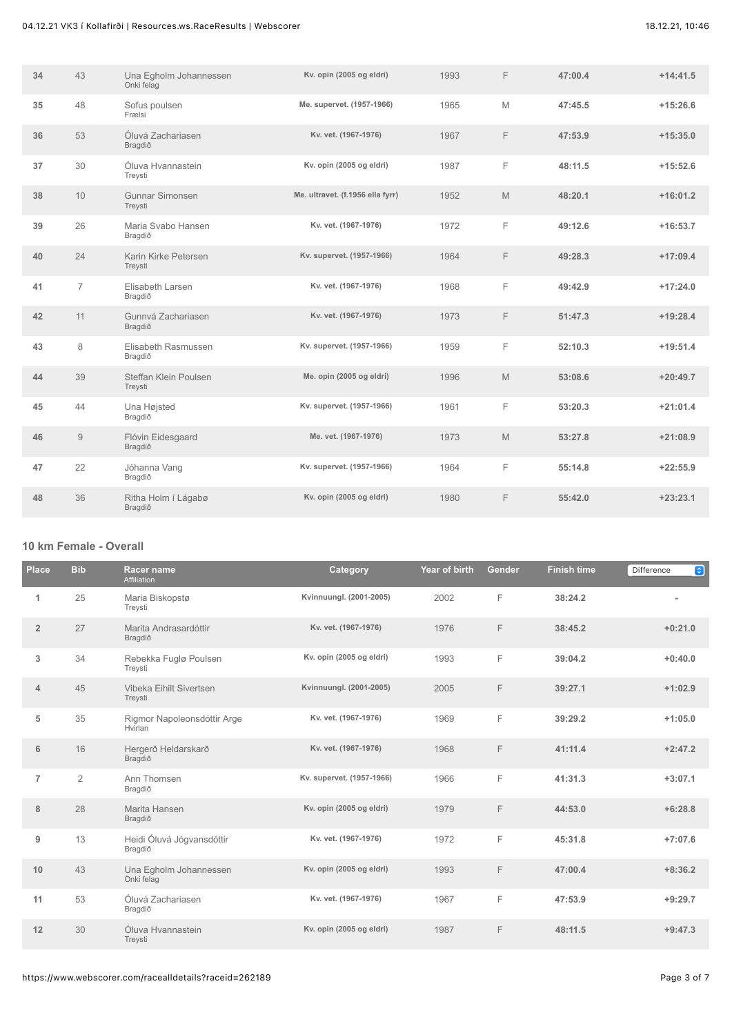| | | | | | | | |
|---|---|---|---|---|---|---|---|
| 34 | 43 | Una Egholm Johannessen<br>Onki felag | Kv. opin (2005 og eldri) | 1993 | F | 47:00.4 | +14:41.5 |
| 35 | 48 | Sofus poulsen<br>Frælsi | Me. supervet. (1957-1966) | 1965 | M | 47:45.5 | +15:26.6 |
| 36 | 53 | Óluvá Zachariasen<br>Bragdið | Kv. vet. (1967-1976) | 1967 | F | 47:53.9 | +15:35.0 |
| 37 | 30 | Óluva Hvannastein<br>Treysti | Kv. opin (2005 og eldri) | 1987 | F | 48:11.5 | +15:52.6 |
| 38 | 10 | Gunnar Simonsen<br>Treysti | Me. ultravet. (f.1956 ella fyrr) | 1952 | M | 48:20.1 | +16:01.2 |
| 39 | 26 | Maria Svabo Hansen<br>Bragdið | Kv. vet. (1967-1976) | 1972 | F | 49:12.6 | +16:53.7 |
| 40 | 24 | Karin Kirke Petersen<br>Treysti | Kv. supervet. (1957-1966) | 1964 | F | 49:28.3 | +17:09.4 |
| 41 | 7 | Elisabeth Larsen<br>Bragdið | Kv. vet. (1967-1976) | 1968 | F | 49:42.9 | +17:24.0 |
| 42 | 11 | Gunnvá Zachariasen<br>Bragdið | Kv. vet. (1967-1976) | 1973 | F | 51:47.3 | +19:28.4 |
| 43 | 8 | Elisabeth Rasmussen<br>Bragdið | Kv. supervet. (1957-1966) | 1959 | F | 52:10.3 | +19:51.4 |
| 44 | 39 | Steffan Klein Poulsen<br>Treysti | Me. opin (2005 og eldri) | 1996 | M | 53:08.6 | +20:49.7 |
| 45 | 44 | Una Højsted<br>Bragdið | Kv. supervet. (1957-1966) | 1961 | F | 53:20.3 | +21:01.4 |
| 46 | 9 | Flóvin Eidesgaard<br>Bragdið | Me. vet. (1967-1976) | 1973 | M | 53:27.8 | +21:08.9 |
| 47 | 22 | Jóhanna Vang<br>Bragdið | Kv. supervet. (1957-1966) | 1964 | F | 55:14.8 | +22:55.9 |
| 48 | 36 | Ritha Holm í Lágabø<br>Bragdið | Kv. opin (2005 og eldri) | 1980 | F | 55:42.0 | +23:23.1 |

### 10 km Female - Overall

| Place | Bib | Racer name<br>Affiliation | Category | Year of birth | Gender | Finish time | Difference |
|---|---|---|---|---|---|---|---|
| 1 | 25 | Maria Biskopstø<br>Treysti | Kvinnuungl. (2001-2005) | 2002 | F | 38:24.2 | - |
| 2 | 27 | Marita Andrasardóttir<br>Bragdið | Kv. vet. (1967-1976) | 1976 | F | 38:45.2 | +0:21.0 |
| 3 | 34 | Rebekka Fuglø Poulsen<br>Treysti | Kv. opin (2005 og eldri) | 1993 | F | 39:04.2 | +0:40.0 |
| 4 | 45 | Vibeka Eihilt Sivertsen<br>Treysti | Kvinnuungl. (2001-2005) | 2005 | F | 39:27.1 | +1:02.9 |
| 5 | 35 | Rigmor Napoleonsdóttir Arge<br>Hvirlan | Kv. vet. (1967-1976) | 1969 | F | 39:29.2 | +1:05.0 |
| 6 | 16 | Hergerð Heldarskarð<br>Bragdið | Kv. vet. (1967-1976) | 1968 | F | 41:11.4 | +2:47.2 |
| 7 | 2 | Ann Thomsen<br>Bragdið | Kv. supervet. (1957-1966) | 1966 | F | 41:31.3 | +3:07.1 |
| 8 | 28 | Marita Hansen<br>Bragdið | Kv. opin (2005 og eldri) | 1979 | F | 44:53.0 | +6:28.8 |
| 9 | 13 | Heidi Óluvá Jógvansdóttir<br>Bragdið | Kv. vet. (1967-1976) | 1972 | F | 45:31.8 | +7:07.6 |
| 10 | 43 | Una Egholm Johannessen<br>Onki felag | Kv. opin (2005 og eldri) | 1993 | F | 47:00.4 | +8:36.2 |
| 11 | 53 | Óluvá Zachariasen<br>Bragdið | Kv. vet. (1967-1976) | 1967 | F | 47:53.9 | +9:29.7 |
| 12 | 30 | Óluva Hvannastein<br>Treysti | Kv. opin (2005 og eldri) | 1987 | F | 48:11.5 | +9:47.3 |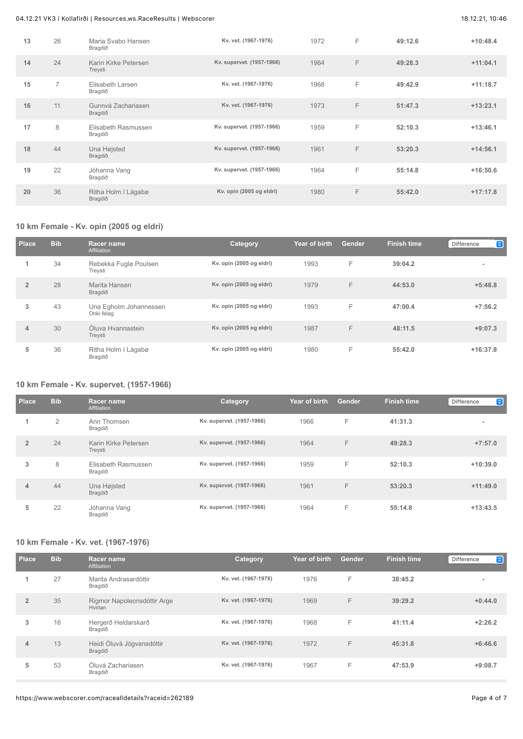| | | | | | | | |
|---|---|---|---|---|---|---|---|
| 13 | 26 | Maria Svabo Hansen<br>Bragdið | Kv. vet. (1967-1976) | 1972 | F | 49:12.6 | +10:48.4 |
| 14 | 24 | Karin Kirke Petersen<br>Treysti | Kv. supervet. (1957-1966) | 1964 | F | 49:28.3 | +11:04.1 |
| 15 | 7 | Elisabeth Larsen<br>Bragdið | Kv. vet. (1967-1976) | 1968 | F | 49:42.9 | +11:18.7 |
| 16 | 11 | Gunnvá Zachariasen<br>Bragdið | Kv. vet. (1967-1976) | 1973 | F | 51:47.3 | +13:23.1 |
| 17 | 8 | Elisabeth Rasmussen<br>Bragdið | Kv. supervet. (1957-1966) | 1959 | F | 52:10.3 | +13:46.1 |
| 18 | 44 | Una Højsted<br>Bragdið | Kv. supervet. (1957-1966) | 1961 | F | 53:20.3 | +14:56.1 |
| 19 | 22 | Jóhanna Vang<br>Bragdið | Kv. supervet. (1957-1966) | 1964 | F | 55:14.8 | +16:50.6 |
| 20 | 36 | Ritha Holm í Lágabø<br>Bragdið | Kv. opin (2005 og eldri) | 1980 | F | 55:42.0 | +17:17.8 |

## 10 km Female - Kv. opin (2005 og eldri)

| Place | Bib | Racer name<br>Affiliation | Category | Year of birth | Gender | Finish time | Difference |
|---|---|---|---|---|---|---|---|
| 1 | 34 | Rebekka Fuglø Poulsen<br>Treysti | Kv. opin (2005 og eldri) | 1993 | F | 39:04.2 | - |
| 2 | 28 | Marita Hansen<br>Bragdið | Kv. opin (2005 og eldri) | 1979 | F | 44:53.0 | +5:48.8 |
| 3 | 43 | Una Egholm Johannessen<br>Onki felag | Kv. opin (2005 og eldri) | 1993 | F | 47:00.4 | +7:56.2 |
| 4 | 30 | Óluva Hvannastein<br>Treysti | Kv. opin (2005 og eldri) | 1987 | F | 48:11.5 | +9:07.3 |
| 5 | 36 | Ritha Holm í Lágabø<br>Bragdið | Kv. opin (2005 og eldri) | 1980 | F | 55:42.0 | +16:37.8 |

## 10 km Female - Kv. supervet. (1957-1966)

| Place | Bib | Racer name<br>Affiliation | Category | Year of birth | Gender | Finish time | Difference |
|---|---|---|---|---|---|---|---|
| 1 | 2 | Ann Thomsen<br>Bragdið | Kv. supervet. (1957-1966) | 1966 | F | 41:31.3 | - |
| 2 | 24 | Karin Kirke Petersen<br>Treysti | Kv. supervet. (1957-1966) | 1964 | F | 49:28.3 | +7:57.0 |
| 3 | 8 | Elisabeth Rasmussen<br>Bragdið | Kv. supervet. (1957-1966) | 1959 | F | 52:10.3 | +10:39.0 |
| 4 | 44 | Una Højsted<br>Bragdið | Kv. supervet. (1957-1966) | 1961 | F | 53:20.3 | +11:49.0 |
| 5 | 22 | Jóhanna Vang<br>Bragdið | Kv. supervet. (1957-1966) | 1964 | F | 55:14.8 | +13:43.5 |

## 10 km Female - Kv. vet. (1967-1976)

| Place | Bib | Racer name<br>Affiliation | Category | Year of birth | Gender | Finish time | Difference |
|---|---|---|---|---|---|---|---|
| 1 | 27 | Marita Andrasardóttir<br>Bragdið | Kv. vet. (1967-1976) | 1976 | F | 38:45.2 | - |
| 2 | 35 | Rigmor Napoleonsdóttir Arge<br>Hvirlan | Kv. vet. (1967-1976) | 1969 | F | 39:29.2 | +0:44.0 |
| 3 | 16 | Hergerð Heldarskarð<br>Bragdið | Kv. vet. (1967-1976) | 1968 | F | 41:11.4 | +2:26.2 |
| 4 | 13 | Heidi Óluvá Jógvansdóttir<br>Bragdið | Kv. vet. (1967-1976) | 1972 | F | 45:31.8 | +6:46.6 |
| 5 | 53 | Óluvá Zachariasen<br>Bragdið | Kv. vet. (1967-1976) | 1967 | F | 47:53.9 | +9:08.7 |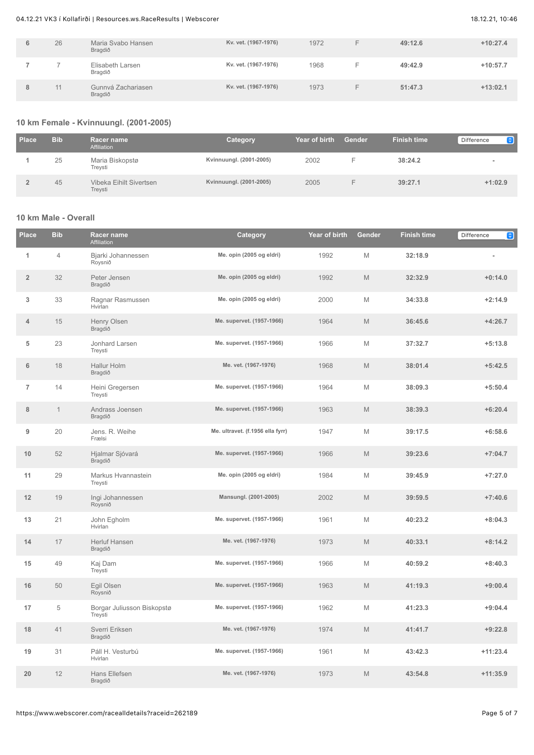| Place | Bib | Racer name Affiliation | Category | Year of birth | Gender | Finish time | Difference |
|---|---|---|---|---|---|---|---|
| 6 | 26 | Maria Svabo Hansen Bragdið | Kv. vet. (1967-1976) | 1972 | F | 49:12.6 | +10:27.4 |
| 7 | 7 | Elisabeth Larsen Bragdið | Kv. vet. (1967-1976) | 1968 | F | 49:42.9 | +10:57.7 |
| 8 | 11 | Gunnvá Zachariasen Bragdið | Kv. vet. (1967-1976) | 1973 | F | 51:47.3 | +13:02.1 |

### 10 km Female - Kvinnuungl. (2001-2005)

| Place | Bib | Racer name Affiliation | Category | Year of birth | Gender | Finish time | Difference |
|---|---|---|---|---|---|---|---|
| 1 | 25 | Maria Biskopstø Treysti | Kvinnuungl. (2001-2005) | 2002 | F | 38:24.2 | - |
| 2 | 45 | Vibeka Eihilt Sivertsen Treysti | Kvinnuungl. (2001-2005) | 2005 | F | 39:27.1 | +1:02.9 |

### 10 km Male - Overall

| Place | Bib | Racer name Affiliation | Category | Year of birth | Gender | Finish time | Difference |
|---|---|---|---|---|---|---|---|
| 1 | 4 | Bjarki Johannessen Roysnið | Me. opin (2005 og eldri) | 1992 | M | 32:18.9 | - |
| 2 | 32 | Peter Jensen Bragdið | Me. opin (2005 og eldri) | 1992 | M | 32:32.9 | +0:14.0 |
| 3 | 33 | Ragnar Rasmussen Hvirlan | Me. opin (2005 og eldri) | 2000 | M | 34:33.8 | +2:14.9 |
| 4 | 15 | Henry Olsen Bragdið | Me. supervet. (1957-1966) | 1964 | M | 36:45.6 | +4:26.7 |
| 5 | 23 | Jonhard Larsen Treysti | Me. supervet. (1957-1966) | 1966 | M | 37:32.7 | +5:13.8 |
| 6 | 18 | Hallur Holm Bragdið | Me. vet. (1967-1976) | 1968 | M | 38:01.4 | +5:42.5 |
| 7 | 14 | Heini Gregersen Treysti | Me. supervet. (1957-1966) | 1964 | M | 38:09.3 | +5:50.4 |
| 8 | 1 | Andrass Joensen Bragdið | Me. supervet. (1957-1966) | 1963 | M | 38:39.3 | +6:20.4 |
| 9 | 20 | Jens. R. Weihe Frælsi | Me. ultravet. (f.1956 ella fyrr) | 1947 | M | 39:17.5 | +6:58.6 |
| 10 | 52 | Hjalmar Sjóvará Bragdið | Me. supervet. (1957-1966) | 1966 | M | 39:23.6 | +7:04.7 |
| 11 | 29 | Markus Hvannastein Treysti | Me. opin (2005 og eldri) | 1984 | M | 39:45.9 | +7:27.0 |
| 12 | 19 | Ingi Johannessen Roysnið | Mansungl. (2001-2005) | 2002 | M | 39:59.5 | +7:40.6 |
| 13 | 21 | John Egholm Hvirlan | Me. supervet. (1957-1966) | 1961 | M | 40:23.2 | +8:04.3 |
| 14 | 17 | Herluf Hansen Bragdið | Me. vet. (1967-1976) | 1973 | M | 40:33.1 | +8:14.2 |
| 15 | 49 | Kaj Dam Treysti | Me. supervet. (1957-1966) | 1966 | M | 40:59.2 | +8:40.3 |
| 16 | 50 | Egil Olsen Roysnið | Me. supervet. (1957-1966) | 1963 | M | 41:19.3 | +9:00.4 |
| 17 | 5 | Borgar Juliusson Biskopstø Treysti | Me. supervet. (1957-1966) | 1962 | M | 41:23.3 | +9:04.4 |
| 18 | 41 | Sverri Eriksen Bragdið | Me. vet. (1967-1976) | 1974 | M | 41:41.7 | +9:22.8 |
| 19 | 31 | Páll H. Vesturbú Hvirlan | Me. supervet. (1957-1966) | 1961 | M | 43:42.3 | +11:23.4 |
| 20 | 12 | Hans Ellefsen Bragdið | Me. vet. (1967-1976) | 1973 | M | 43:54.8 | +11:35.9 |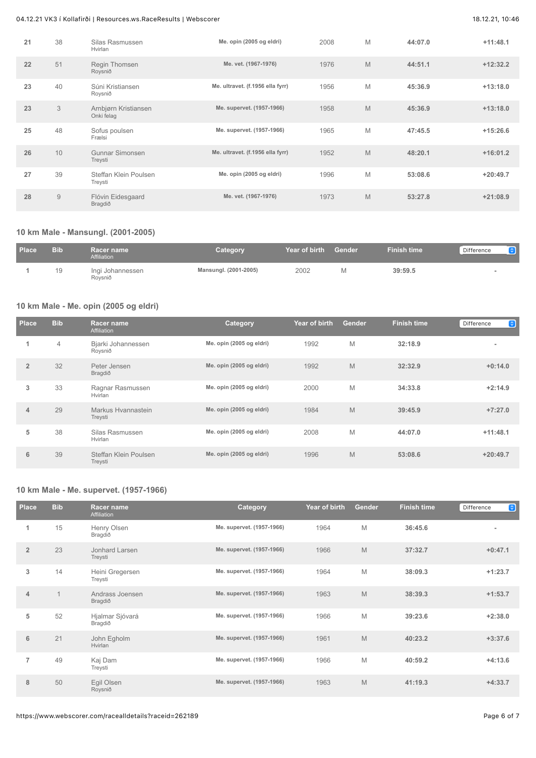| | | | | | | | |
|---|---|---|---|---|---|---|---|
| 21 | 38 | Silas Rasmussen<br>Hvirlan | Me. opin (2005 og eldri) | 2008 | M | 44:07.0 | +11:48.1 |
| 22 | 51 | Regin Thomsen<br>Roysnið | Me. vet. (1967-1976) | 1976 | M | 44:51.1 | +12:32.2 |
| 23 | 40 | Súni Kristiansen<br>Roysnið | Me. ultravet. (f.1956 ella fyrr) | 1956 | M | 45:36.9 | +13:18.0 |
| 23 | 3 | Arnbjørn Kristiansen<br>Onki felag | Me. supervet. (1957-1966) | 1958 | M | 45:36.9 | +13:18.0 |
| 25 | 48 | Sofus poulsen<br>Frælsi | Me. supervet. (1957-1966) | 1965 | M | 47:45.5 | +15:26.6 |
| 26 | 10 | Gunnar Simonsen<br>Treysti | Me. ultravet. (f.1956 ella fyrr) | 1952 | M | 48:20.1 | +16:01.2 |
| 27 | 39 | Steffan Klein Poulsen<br>Treysti | Me. opin (2005 og eldri) | 1996 | M | 53:08.6 | +20:49.7 |
| 28 | 9 | Flóvin Eidesgaard<br>Bragdið | Me. vet. (1967-1976) | 1973 | M | 53:27.8 | +21:08.9 |

### 10 km Male - Mansungl. (2001-2005)

| Place | Bib | Racer name<br>Affiliation | Category | Year of birth | Gender | Finish time | Difference |
|---|---|---|---|---|---|---|---|
| 1 | 19 | Ingi Johannessen<br>Roysnið | Mansungl. (2001-2005) | 2002 | M | 39:59.5 | - |

### 10 km Male - Me. opin (2005 og eldri)

| Place | Bib | Racer name<br>Affiliation | Category | Year of birth | Gender | Finish time | Difference |
|---|---|---|---|---|---|---|---|
| 1 | 4 | Bjarki Johannessen<br>Roysnið | Me. opin (2005 og eldri) | 1992 | M | 32:18.9 | - |
| 2 | 32 | Peter Jensen<br>Bragdið | Me. opin (2005 og eldri) | 1992 | M | 32:32.9 | +0:14.0 |
| 3 | 33 | Ragnar Rasmussen<br>Hvirlan | Me. opin (2005 og eldri) | 2000 | M | 34:33.8 | +2:14.9 |
| 4 | 29 | Markus Hvannastein<br>Treysti | Me. opin (2005 og eldri) | 1984 | M | 39:45.9 | +7:27.0 |
| 5 | 38 | Silas Rasmussen<br>Hvirlan | Me. opin (2005 og eldri) | 2008 | M | 44:07.0 | +11:48.1 |
| 6 | 39 | Steffan Klein Poulsen<br>Treysti | Me. opin (2005 og eldri) | 1996 | M | 53:08.6 | +20:49.7 |

### 10 km Male - Me. supervet. (1957-1966)

| Place | Bib | Racer name<br>Affiliation | Category | Year of birth | Gender | Finish time | Difference |
|---|---|---|---|---|---|---|---|
| 1 | 15 | Henry Olsen<br>Bragdið | Me. supervet. (1957-1966) | 1964 | M | 36:45.6 | - |
| 2 | 23 | Jonhard Larsen<br>Treysti | Me. supervet. (1957-1966) | 1966 | M | 37:32.7 | +0:47.1 |
| 3 | 14 | Heini Gregersen<br>Treysti | Me. supervet. (1957-1966) | 1964 | M | 38:09.3 | +1:23.7 |
| 4 | 1 | Andrass Joensen<br>Bragdið | Me. supervet. (1957-1966) | 1963 | M | 38:39.3 | +1:53.7 |
| 5 | 52 | Hjalmar Sjóvará<br>Bragdið | Me. supervet. (1957-1966) | 1966 | M | 39:23.6 | +2:38.0 |
| 6 | 21 | John Egholm<br>Hvirlan | Me. supervet. (1957-1966) | 1961 | M | 40:23.2 | +3:37.6 |
| 7 | 49 | Kaj Dam<br>Treysti | Me. supervet. (1957-1966) | 1966 | M | 40:59.2 | +4:13.6 |
| 8 | 50 | Egil Olsen<br>Roysnið | Me. supervet. (1957-1966) | 1963 | M | 41:19.3 | +4:33.7 |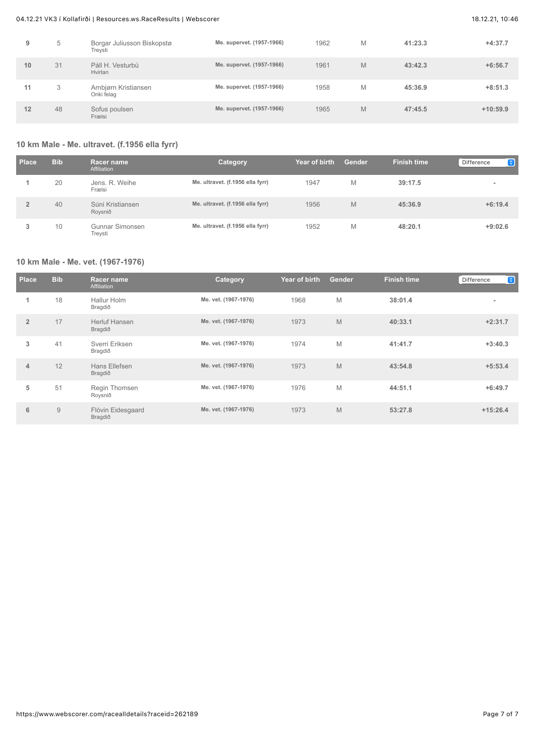| Place | Bib | Racer name<br>Affiliation | Category | Year of birth | Gender | Finish time | Difference |
|---|---|---|---|---|---|---|---|
| 9 | 5 | Borgar Juliusson Biskopstø<br>Treysti | Me. supervet. (1957-1966) | 1962 | M | 41:23.3 | +4:37.7 |
| 10 | 31 | Páll H. Vesturbú<br>Hvirlan | Me. supervet. (1957-1966) | 1961 | M | 43:42.3 | +6:56.7 |
| 11 | 3 | Arnbjørn Kristiansen<br>Onki felag | Me. supervet. (1957-1966) | 1958 | M | 45:36.9 | +8:51.3 |
| 12 | 48 | Sofus poulsen<br>Frælsi | Me. supervet. (1957-1966) | 1965 | M | 47:45.5 | +10:59.9 |

## 10 km Male - Me. ultravet. (f.1956 ella fyrr)

| Place | Bib | Racer name<br>Affiliation | Category | Year of birth | Gender | Finish time | Difference |
|---|---|---|---|---|---|---|---|
| 1 | 20 | Jens. R. Weihe<br>Frælsi | Me. ultravet. (f.1956 ella fyrr) | 1947 | M | 39:17.5 | - |
| 2 | 40 | Súni Kristiansen<br>Roysnið | Me. ultravet. (f.1956 ella fyrr) | 1956 | M | 45:36.9 | +6:19.4 |
| 3 | 10 | Gunnar Simonsen<br>Treysti | Me. ultravet. (f.1956 ella fyrr) | 1952 | M | 48:20.1 | +9:02.6 |

## 10 km Male - Me. vet. (1967-1976)

| Place | Bib | Racer name<br>Affiliation | Category | Year of birth | Gender | Finish time | Difference |
|---|---|---|---|---|---|---|---|
| 1 | 18 | Hallur Holm<br>Bragdið | Me. vet. (1967-1976) | 1968 | M | 38:01.4 | - |
| 2 | 17 | Herluf Hansen<br>Bragdið | Me. vet. (1967-1976) | 1973 | M | 40:33.1 | +2:31.7 |
| 3 | 41 | Sverri Eriksen<br>Bragdið | Me. vet. (1967-1976) | 1974 | M | 41:41.7 | +3:40.3 |
| 4 | 12 | Hans Ellefsen<br>Bragdið | Me. vet. (1967-1976) | 1973 | M | 43:54.8 | +5:53.4 |
| 5 | 51 | Regin Thomsen<br>Roysnið | Me. vet. (1967-1976) | 1976 | M | 44:51.1 | +6:49.7 |
| 6 | 9 | Flóvin Eidesgaard<br>Bragdið | Me. vet. (1967-1976) | 1973 | M | 53:27.8 | +15:26.4 |